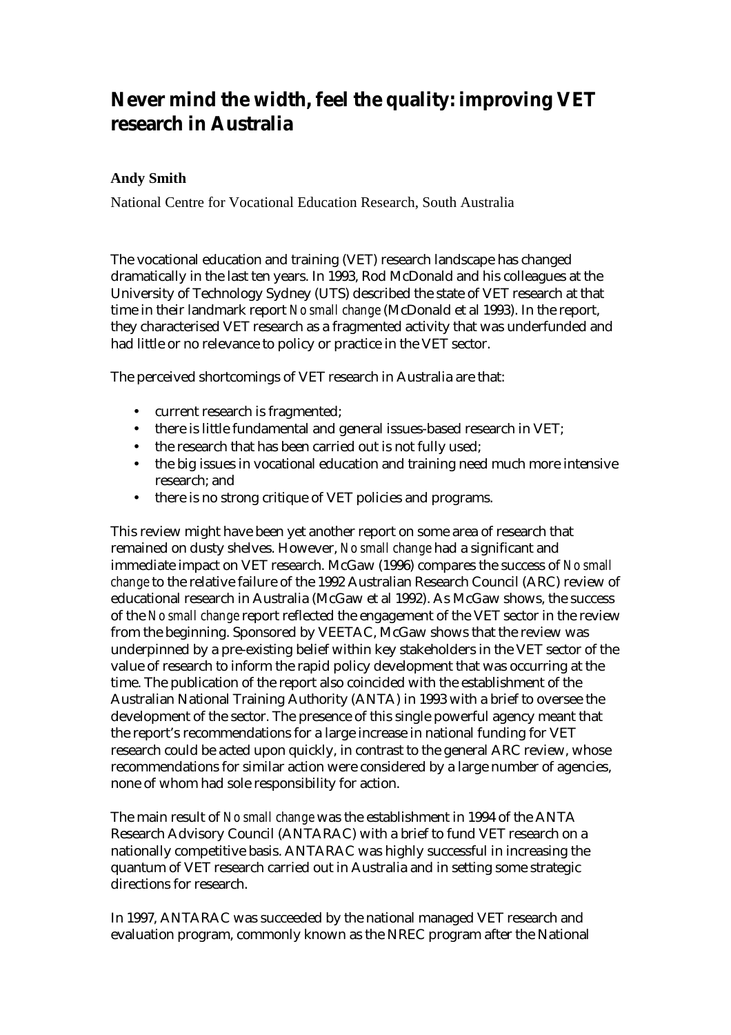# Never mind the width, feel the quality: improving VET research in Australia

**Andy Smith**

National Centre for Vocational Education Research, South Australia

The vocational education and training (VET) research landscape has changed dramatically in the last ten years. In 1993, Rod McDonald and his colleagues at the University of Technology Sydney (UTS) described the state of VET research at that time in their landmark report *No small change* (McDonald et al 1993). In the report, they characterised VET research as a fragmented activity that was underfunded and had little or no relevance to policy or practice in the VET sector.

The perceived shortcomings of VET research in Australia are that:

- current research is fragmented;
- there is little fundamental and general issues-based research in VET;
- the research that has been carried out is not fully used;
- the big issues in vocational education and training need much more intensive research; and
- there is no strong critique of VET policies and programs.

This review might have been yet another report on some area of research that remained on dusty shelves. However, *No small change* had a significant and immediate impact on VET research. McGaw (1996) compares the success of *No small change* to the relative failure of the 1992 Australian Research Council (ARC) review of educational research in Australia (McGaw et al 1992). As McGaw shows, the success of the *No small change* report reflected the engagement of the VET sector in the review from the beginning. Sponsored by VEETAC, McGaw shows that the review was underpinned by a pre-existing belief within key stakeholders in the VET sector of the value of research to inform the rapid policy development that was occurring at the time. The publication of the report also coincided with the establishment of the Australian National Training Authority (ANTA) in 1993 with a brief to oversee the development of the sector. The presence of this single powerful agency meant that the report's recommendations for a large increase in national funding for VET research could be acted upon quickly, in contrast to the general ARC review, whose recommendations for similar action were considered by a large number of agencies, none of whom had sole responsibility for action.

The main result of *No small change* was the establishment in 1994 of the ANTA Research Advisory Council (ANTARAC) with a brief to fund VET research on a nationally competitive basis. ANTARAC was highly successful in increasing the quantum of VET research carried out in Australia and in setting some strategic directions for research.

In 1997, ANTARAC was succeeded by the national managed VET research and evaluation program, commonly known as the NREC program after the National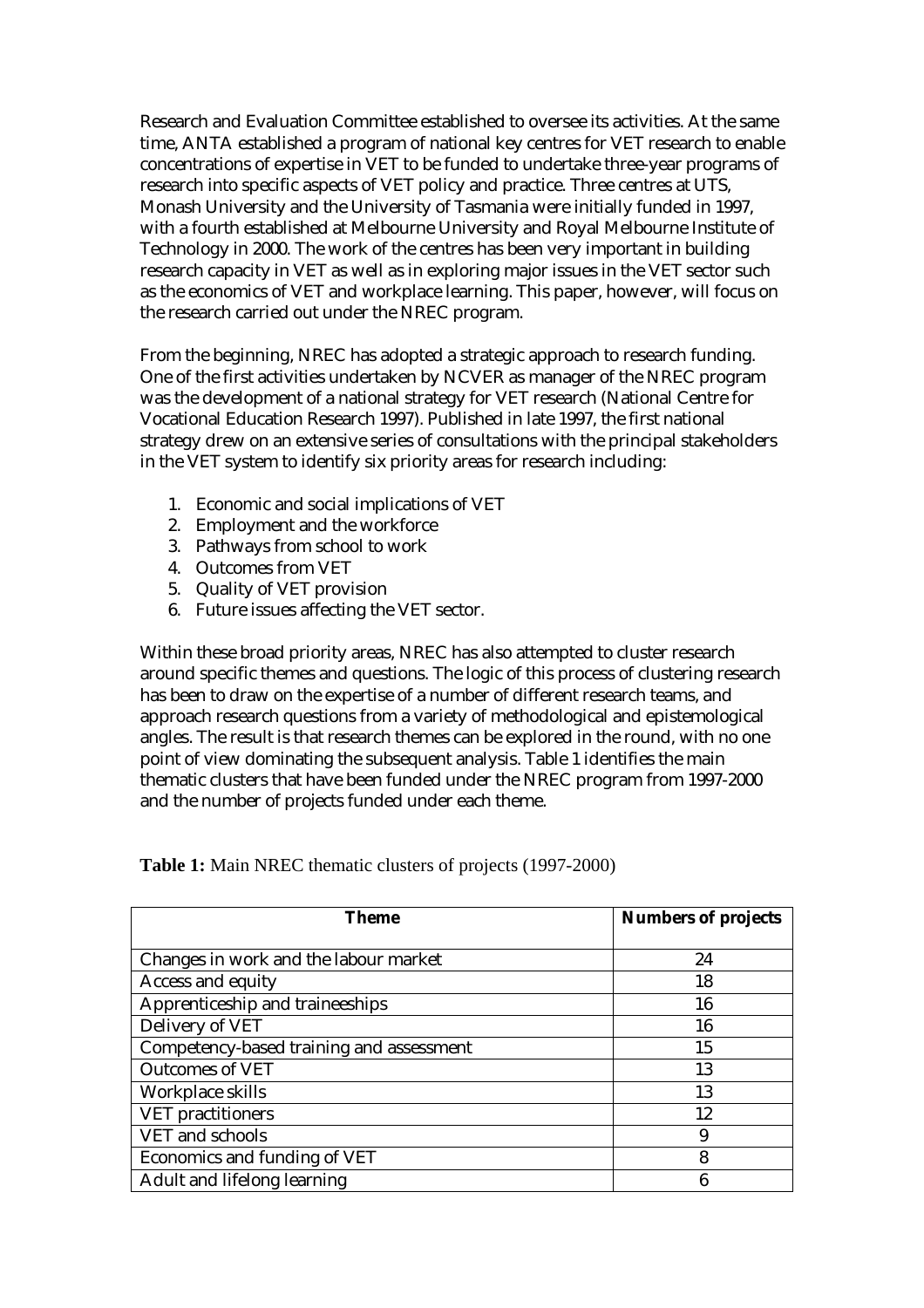Research and Evaluation Committee established to oversee its activities. At the same time, ANTA established a program of national key centres for VET research to enable concentrations of expertise in VET to be funded to undertake three-year programs of research into specific aspects of VET policy and practice. Three centres at UTS, Monash University and the University of Tasmania were initially funded in 1997, with a fourth established at Melbourne University and Royal Melbourne Institute of Technology in 2000. The work of the centres has been very important in building research capacity in VET as well as in exploring major issues in the VET sector such as the economics of VET and workplace learning. This paper, however, will focus on the research carried out under the NREC program.

From the beginning, NREC has adopted a strategic approach to research funding. One of the first activities undertaken by NCVER as manager of the NREC program was the development of a national strategy for VET research (National Centre for Vocational Education Research 1997). Published in late 1997, the first national strategy drew on an extensive series of consultations with the principal stakeholders in the VET system to identify six priority areas for research including:

1. Economic and social implications of VET
2. Employment and the workforce
3. Pathways from school to work
4. Outcomes from VET
5. Quality of VET provision
6. Future issues affecting the VET sector.

Within these broad priority areas, NREC has also attempted to cluster research around specific themes and questions. The logic of this process of clustering research has been to draw on the expertise of a number of different research teams, and approach research questions from a variety of methodological and epistemological angles. The result is that research themes can be explored in the round, with no one point of view dominating the subsequent analysis. Table 1 identifies the main thematic clusters that have been funded under the NREC program from 1997-2000 and the number of projects funded under each theme.

**Table 1:** Main NREC thematic clusters of projects (1997-2000)

| Theme | Numbers of projects |
|---|---|
| Changes in work and the labour market | 24 |
| Access and equity | 18 |
| Apprenticeship and traineeships | 16 |
| Delivery of VET | 16 |
| Competency-based training and assessment | 15 |
| Outcomes of VET | 13 |
| Workplace skills | 13 |
| VET practitioners | 12 |
| VET and schools | 9 |
| Economics and funding of VET | 8 |
| Adult and lifelong learning | 6 |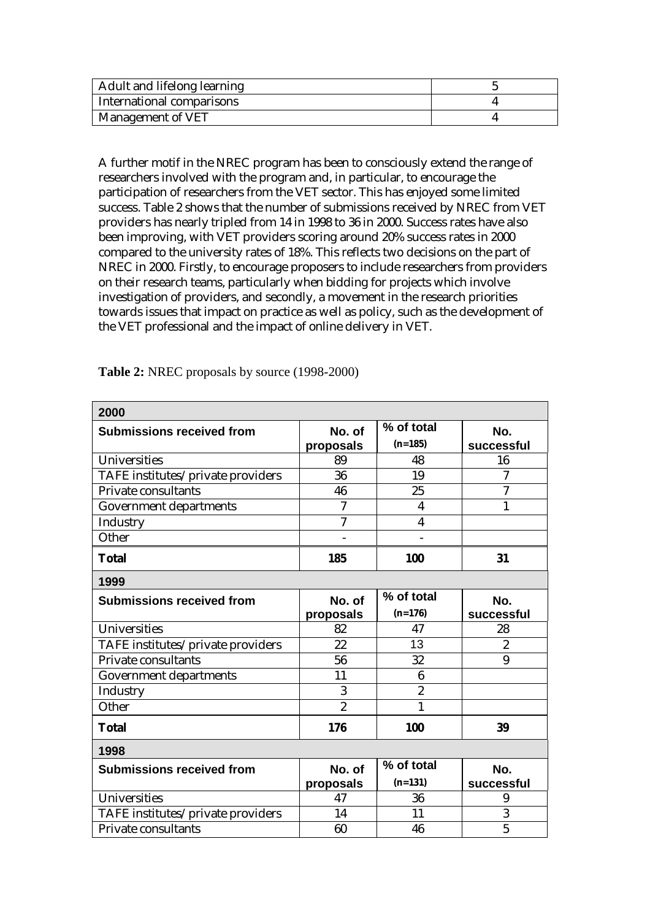| Adult and lifelong learning | 5 |
|---|---|
| International comparisons | 4 |
| Management of VET | 4 |

A further motif in the NREC program has been to consciously extend the range of researchers involved with the program and, in particular, to encourage the participation of researchers from the VET sector. This has enjoyed some limited success. Table 2 shows that the number of submissions received by NREC from VET providers has nearly tripled from 14 in 1998 to 36 in 2000. Success rates have also been improving, with VET providers scoring around 20% success rates in 2000 compared to the university rates of 18%. This reflects two decisions on the part of NREC in 2000. Firstly, to encourage proposers to include researchers from providers on their research teams, particularly when bidding for projects which involve investigation of providers, and secondly, a movement in the research priorities towards issues that impact on practice as well as policy, such as the development of the VET professional and the impact of online delivery in VET.

**Table 2:** NREC proposals by source (1998-2000)

| **2000** | | | |
|---|---|---|---|
| **Submissions received from** | **No. of proposals** | **% of total (n=185)** | **No. successful** |
| Universities | 89 | 48 | 16 |
| TAFE institutes/private providers | 36 | 19 | 7 |
| Private consultants | 46 | 25 | 7 |
| Government departments | 7 | 4 | 1 |
| Industry | 7 | 4 | |
| Other | - | - | |
| **Total** | **185** | **100** | **31** |
| **1999** | | | |
| **Submissions received from** | **No. of proposals** | **% of total (n=176)** | **No. successful** |
| Universities | 82 | 47 | 28 |
| TAFE institutes/private providers | 22 | 13 | 2 |
| Private consultants | 56 | 32 | 9 |
| Government departments | 11 | 6 | |
| Industry | 3 | 2 | |
| Other | 2 | 1 | |
| **Total** | **176** | **100** | **39** |
| **1998** | | | |
| **Submissions received from** | **No. of proposals** | **% of total (n=131)** | **No. successful** |
| Universities | 47 | 36 | 9 |
| TAFE institutes/private providers | 14 | 11 | 3 |
| Private consultants | 60 | 46 | 5 |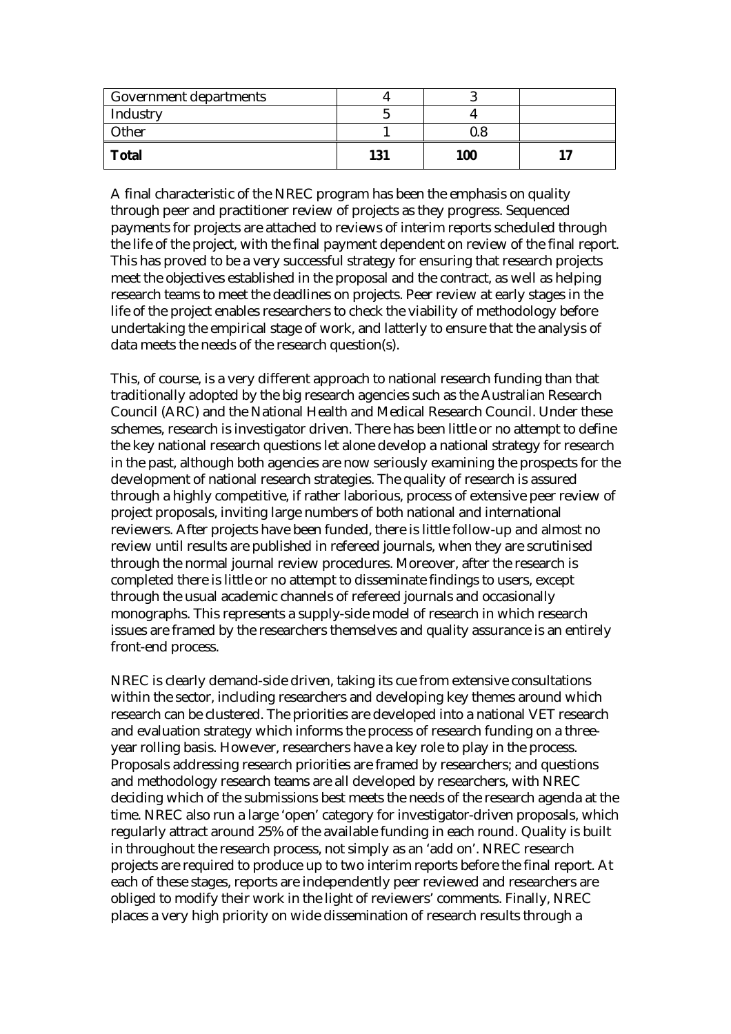| | | | |
|---|---|---|---|
| Government departments | 4 | 3 | |
| Industry | 5 | 4 | |
| Other | 1 | 0.8 | |
| **Total** | **131** | **100** | **17** |

A final characteristic of the NREC program has been the emphasis on quality through peer and practitioner review of projects as they progress. Sequenced payments for projects are attached to reviews of interim reports scheduled through the life of the project, with the final payment dependent on review of the final report. This has proved to be a very successful strategy for ensuring that research projects meet the objectives established in the proposal and the contract, as well as helping research teams to meet the deadlines on projects. Peer review at early stages in the life of the project enables researchers to check the viability of methodology before undertaking the empirical stage of work, and latterly to ensure that the analysis of data meets the needs of the research question(s).

This, of course, is a very different approach to national research funding than that traditionally adopted by the big research agencies such as the Australian Research Council (ARC) and the National Health and Medical Research Council. Under these schemes, research is investigator driven. There has been little or no attempt to define the key national research questions let alone develop a national strategy for research in the past, although both agencies are now seriously examining the prospects for the development of national research strategies. The quality of research is assured through a highly competitive, if rather laborious, process of extensive peer review of project proposals, inviting large numbers of both national and international reviewers. After projects have been funded, there is little follow-up and almost no review until results are published in refereed journals, when they are scrutinised through the normal journal review procedures. Moreover, after the research is completed there is little or no attempt to disseminate findings to users, except through the usual academic channels of refereed journals and occasionally monographs. This represents a supply-side model of research in which research issues are framed by the researchers themselves and quality assurance is an entirely front-end process.

NREC is clearly demand-side driven, taking its cue from extensive consultations within the sector, including researchers and developing key themes around which research can be clustered. The priorities are developed into a national VET research and evaluation strategy which informs the process of research funding on a three-year rolling basis. However, researchers have a key role to play in the process. Proposals addressing research priorities are framed by researchers; and questions and methodology research teams are all developed by researchers, with NREC deciding which of the submissions best meets the needs of the research agenda at the time. NREC also run a large 'open' category for investigator-driven proposals, which regularly attract around 25% of the available funding in each round. Quality is built in throughout the research process, not simply as an 'add on'. NREC research projects are required to produce up to two interim reports before the final report. At each of these stages, reports are independently peer reviewed and researchers are obliged to modify their work in the light of reviewers' comments. Finally, NREC places a very high priority on wide dissemination of research results through a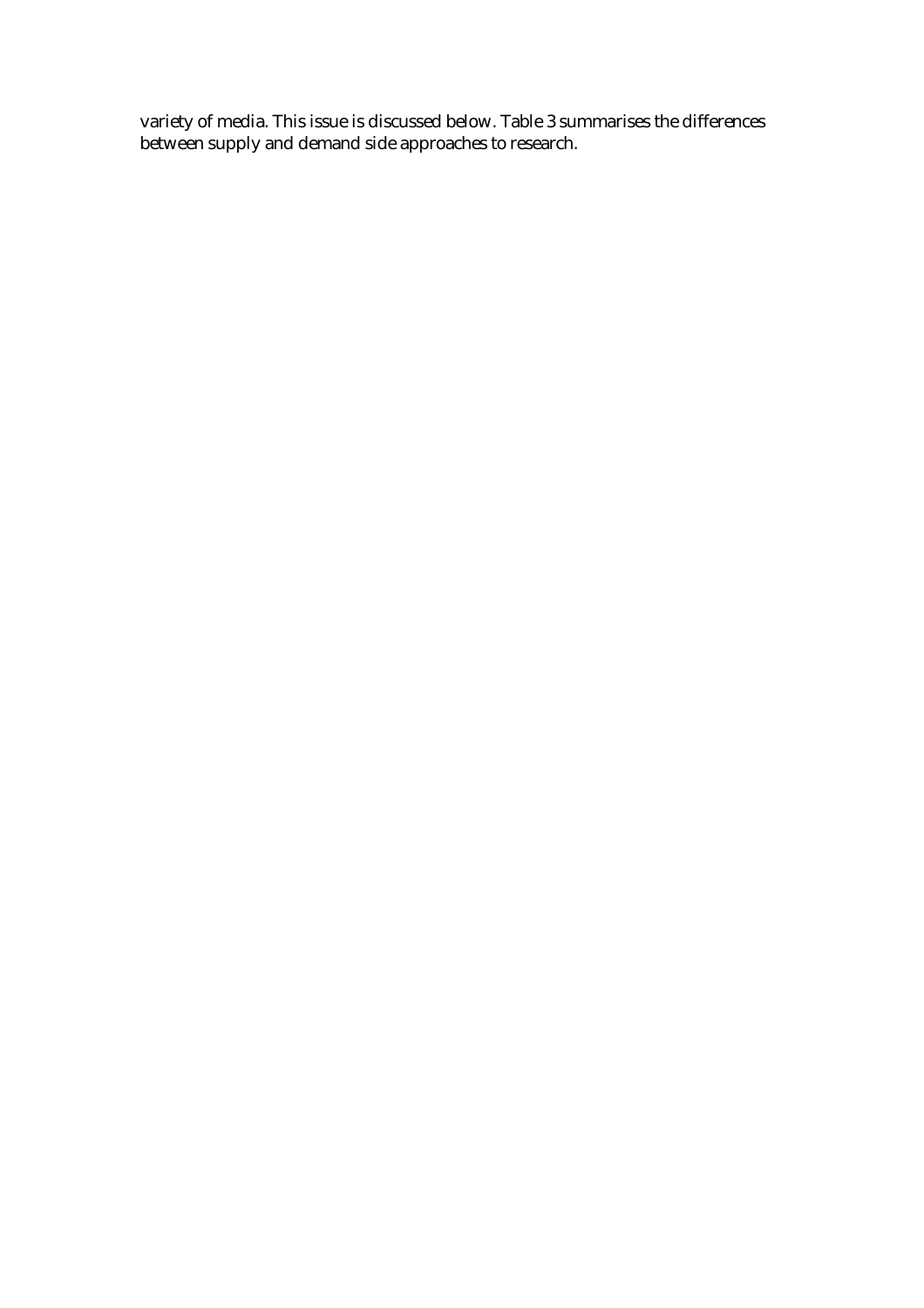variety of media. This issue is discussed below. Table 3 summarises the differences between supply and demand side approaches to research.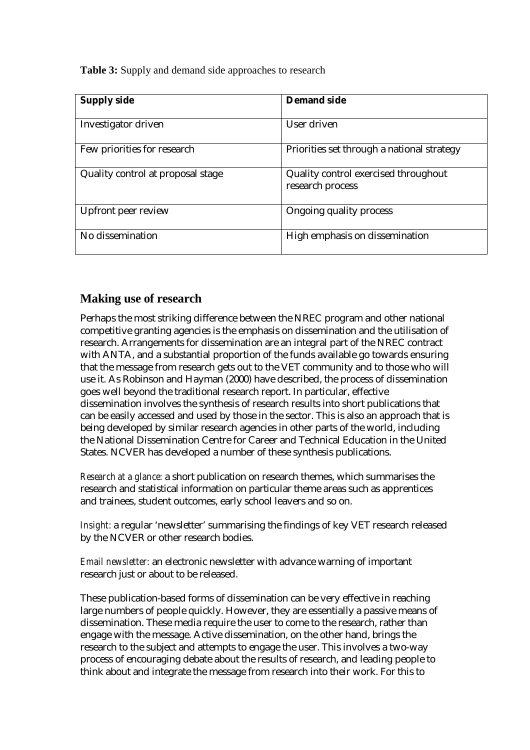**Table 3:** Supply and demand side approaches to research

| **Supply side** | **Demand side** |
| --- | --- |
| Investigator driven | User driven |
| Few priorities for research | Priorities set through a national strategy |
| Quality control at proposal stage | Quality control exercised throughout research process |
| Upfront peer review | Ongoing quality process |
| No dissemination | High emphasis on dissemination |

## Making use of research

Perhaps the most striking difference between the NREC program and other national competitive granting agencies is the emphasis on dissemination and the utilisation of research. Arrangements for dissemination are an integral part of the NREC contract with ANTA, and a substantial proportion of the funds available go towards ensuring that the message from research gets out to the VET community and to those who will use it. As Robinson and Hayman (2000) have described, the process of dissemination goes well beyond the traditional research report. In particular, effective dissemination involves the synthesis of research results into short publications that can be easily accessed and used by those in the sector. This is also an approach that is being developed by similar research agencies in other parts of the world, including the National Dissemination Centre for Career and Technical Education in the United States. NCVER has developed a number of these synthesis publications.

*Research at a glance*: a short publication on research themes, which summarises the research and statistical information on particular theme areas such as apprentices and trainees, student outcomes, early school leavers and so on.

*Insight*: a regular 'newsletter' summarising the findings of key VET research released by the NCVER or other research bodies.

*Email newsletter*: an electronic newsletter with advance warning of important research just or about to be released.

These publication-based forms of dissemination can be very effective in reaching large numbers of people quickly. However, they are essentially a passive means of dissemination. These media require the user to come to the research, rather than engage with the message. Active dissemination, on the other hand, brings the research to the subject and attempts to engage the user. This involves a two-way process of encouraging debate about the results of research, and leading people to think about and integrate the message from research into their work. For this to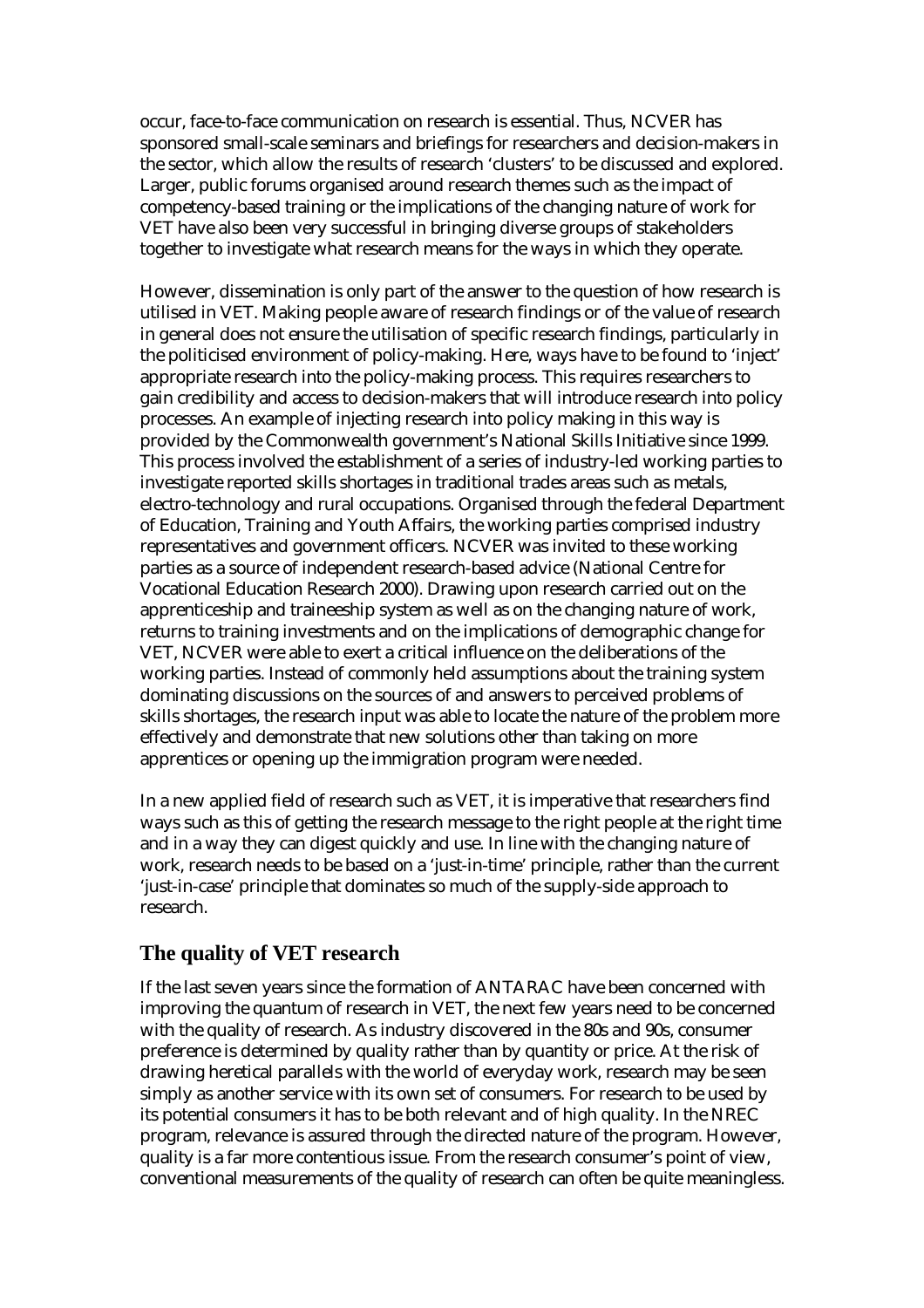occur, face-to-face communication on research is essential. Thus, NCVER has sponsored small-scale seminars and briefings for researchers and decision-makers in the sector, which allow the results of research 'clusters' to be discussed and explored. Larger, public forums organised around research themes such as the impact of competency-based training or the implications of the changing nature of work for VET have also been very successful in bringing diverse groups of stakeholders together to investigate what research means for the ways in which they operate.

However, dissemination is only part of the answer to the question of how research is utilised in VET. Making people aware of research findings or of the value of research in general does not ensure the utilisation of specific research findings, particularly in the politicised environment of policy-making. Here, ways have to be found to 'inject' appropriate research into the policy-making process. This requires researchers to gain credibility and access to decision-makers that will introduce research into policy processes. An example of injecting research into policy making in this way is provided by the Commonwealth government's National Skills Initiative since 1999. This process involved the establishment of a series of industry-led working parties to investigate reported skills shortages in traditional trades areas such as metals, electro-technology and rural occupations. Organised through the federal Department of Education, Training and Youth Affairs, the working parties comprised industry representatives and government officers. NCVER was invited to these working parties as a source of independent research-based advice (National Centre for Vocational Education Research 2000). Drawing upon research carried out on the apprenticeship and traineeship system as well as on the changing nature of work, returns to training investments and on the implications of demographic change for VET, NCVER were able to exert a critical influence on the deliberations of the working parties. Instead of commonly held assumptions about the training system dominating discussions on the sources of and answers to perceived problems of skills shortages, the research input was able to locate the nature of the problem more effectively and demonstrate that new solutions other than taking on more apprentices or opening up the immigration program were needed.

In a new applied field of research such as VET, it is imperative that researchers find ways such as this of getting the research message to the right people at the right time and in a way they can digest quickly and use. In line with the changing nature of work, research needs to be based on a 'just-in-time' principle, rather than the current 'just-in-case' principle that dominates so much of the supply-side approach to research.

## The quality of VET research

If the last seven years since the formation of ANTARAC have been concerned with improving the quantum of research in VET, the next few years need to be concerned with the quality of research. As industry discovered in the 80s and 90s, consumer preference is determined by quality rather than by quantity or price. At the risk of drawing heretical parallels with the world of everyday work, research may be seen simply as another service with its own set of consumers. For research to be used by its potential consumers it has to be both relevant and of high quality. In the NREC program, relevance is assured through the directed nature of the program. However, quality is a far more contentious issue. From the research consumer's point of view, conventional measurements of the quality of research can often be quite meaningless.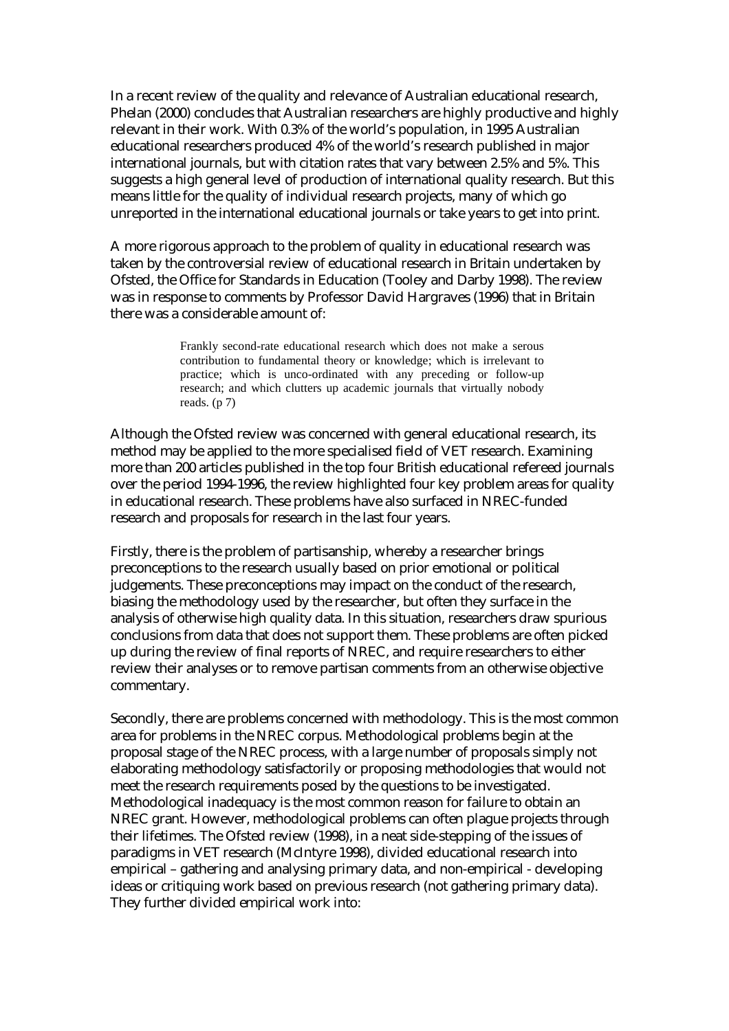In a recent review of the quality and relevance of Australian educational research, Phelan (2000) concludes that Australian researchers are highly productive and highly relevant in their work. With 0.3% of the world's population, in 1995 Australian educational researchers produced 4% of the world's research published in major international journals, but with citation rates that vary between 2.5% and 5%. This suggests a high general level of production of international quality research. But this means little for the quality of individual research projects, many of which go unreported in the international educational journals or take years to get into print.

A more rigorous approach to the problem of quality in educational research was taken by the controversial review of educational research in Britain undertaken by Ofsted, the Office for Standards in Education (Tooley and Darby 1998). The review was in response to comments by Professor David Hargraves (1996) that in Britain there was a considerable amount of:

> Frankly second-rate educational research which does not make a serous contribution to fundamental theory or knowledge; which is irrelevant to practice; which is unco-ordinated with any preceding or follow-up research; and which clutters up academic journals that virtually nobody reads. (p 7)

Although the Ofsted review was concerned with general educational research, its method may be applied to the more specialised field of VET research. Examining more than 200 articles published in the top four British educational refereed journals over the period 1994-1996, the review highlighted four key problem areas for quality in educational research. These problems have also surfaced in NREC-funded research and proposals for research in the last four years.

Firstly, there is the problem of partisanship, whereby a researcher brings preconceptions to the research usually based on prior emotional or political judgements. These preconceptions may impact on the conduct of the research, biasing the methodology used by the researcher, but often they surface in the analysis of otherwise high quality data. In this situation, researchers draw spurious conclusions from data that does not support them. These problems are often picked up during the review of final reports of NREC, and require researchers to either review their analyses or to remove partisan comments from an otherwise objective commentary.

Secondly, there are problems concerned with methodology. This is the most common area for problems in the NREC corpus. Methodological problems begin at the proposal stage of the NREC process, with a large number of proposals simply not elaborating methodology satisfactorily or proposing methodologies that would not meet the research requirements posed by the questions to be investigated. Methodological inadequacy is the most common reason for failure to obtain an NREC grant. However, methodological problems can often plague projects through their lifetimes. The Ofsted review (1998), in a neat side-stepping of the issues of paradigms in VET research (McIntyre 1998), divided educational research into empirical – gathering and analysing primary data, and non-empirical - developing ideas or critiquing work based on previous research (not gathering primary data). They further divided empirical work into: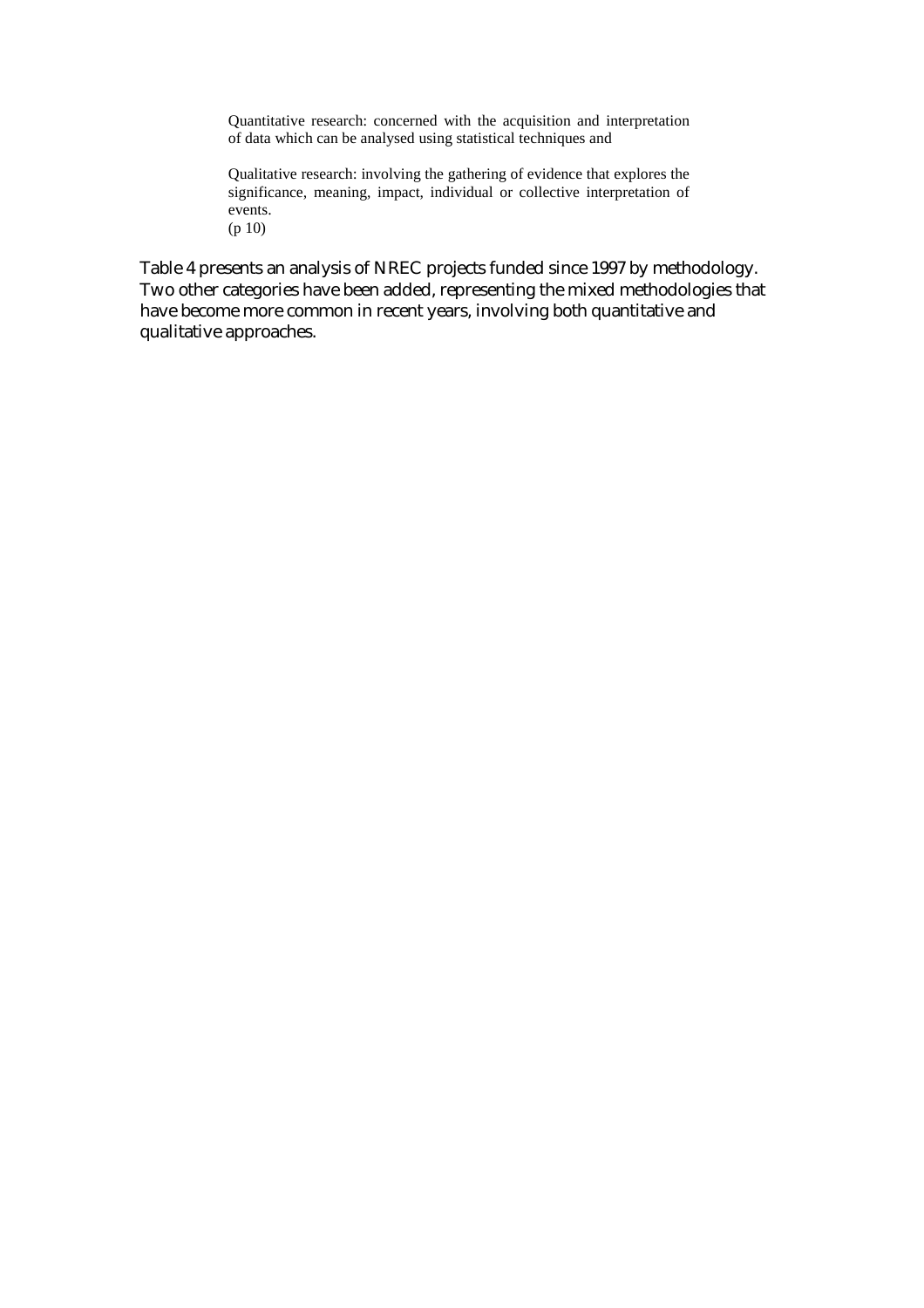> Quantitative research: concerned with the acquisition and interpretation of data which can be analysed using statistical techniques and
>
> Qualitative research: involving the gathering of evidence that explores the significance, meaning, impact, individual or collective interpretation of events.
> (p 10)

Table 4 presents an analysis of NREC projects funded since 1997 by methodology. Two other categories have been added, representing the mixed methodologies that have become more common in recent years, involving both quantitative and qualitative approaches.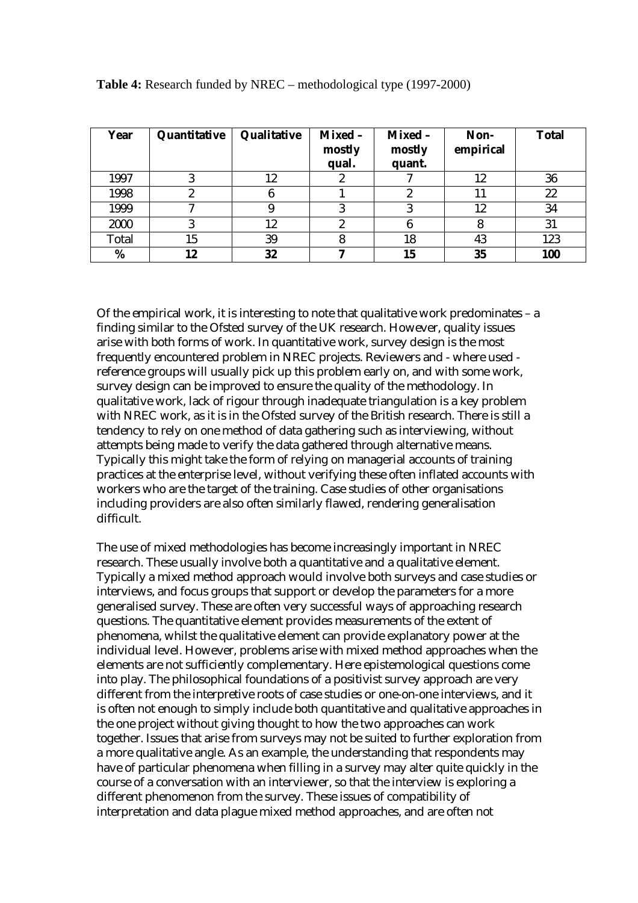**Table 4:** Research funded by NREC – methodological type (1997-2000)

| Year | Quantitative | Qualitative | Mixed – mostly qual. | Mixed – mostly quant. | Non-empirical | Total |
|---|---|---|---|---|---|---|
| 1997 | 3 | 12 | 2 | 7 | 12 | 36 |
| 1998 | 2 | 6 | 1 | 2 | 11 | 22 |
| 1999 | 7 | 9 | 3 | 3 | 12 | 34 |
| 2000 | 3 | 12 | 2 | 6 | 8 | 31 |
| Total | 15 | 39 | 8 | 18 | 43 | 123 |
| **%** | **12** | **32** | **7** | **15** | **35** | **100** |

Of the empirical work, it is interesting to note that qualitative work predominates – a finding similar to the Ofsted survey of the UK research. However, quality issues arise with both forms of work. In quantitative work, survey design is the most frequently encountered problem in NREC projects. Reviewers and - where used - reference groups will usually pick up this problem early on, and with some work, survey design can be improved to ensure the quality of the methodology. In qualitative work, lack of rigour through inadequate triangulation is a key problem with NREC work, as it is in the Ofsted survey of the British research. There is still a tendency to rely on one method of data gathering such as interviewing, without attempts being made to verify the data gathered through alternative means. Typically this might take the form of relying on managerial accounts of training practices at the enterprise level, without verifying these often inflated accounts with workers who are the target of the training. Case studies of other organisations including providers are also often similarly flawed, rendering generalisation difficult.

The use of mixed methodologies has become increasingly important in NREC research. These usually involve both a quantitative and a qualitative element. Typically a mixed method approach would involve both surveys and case studies or interviews, and focus groups that support or develop the parameters for a more generalised survey. These are often very successful ways of approaching research questions. The quantitative element provides measurements of the extent of phenomena, whilst the qualitative element can provide explanatory power at the individual level. However, problems arise with mixed method approaches when the elements are not sufficiently complementary. Here epistemological questions come into play. The philosophical foundations of a positivist survey approach are very different from the interpretive roots of case studies or one-on-one interviews, and it is often not enough to simply include both quantitative and qualitative approaches in the one project without giving thought to how the two approaches can work together. Issues that arise from surveys may not be suited to further exploration from a more qualitative angle. As an example, the understanding that respondents may have of particular phenomena when filling in a survey may alter quite quickly in the course of a conversation with an interviewer, so that the interview is exploring a different phenomenon from the survey. These issues of compatibility of interpretation and data plague mixed method approaches, and are often not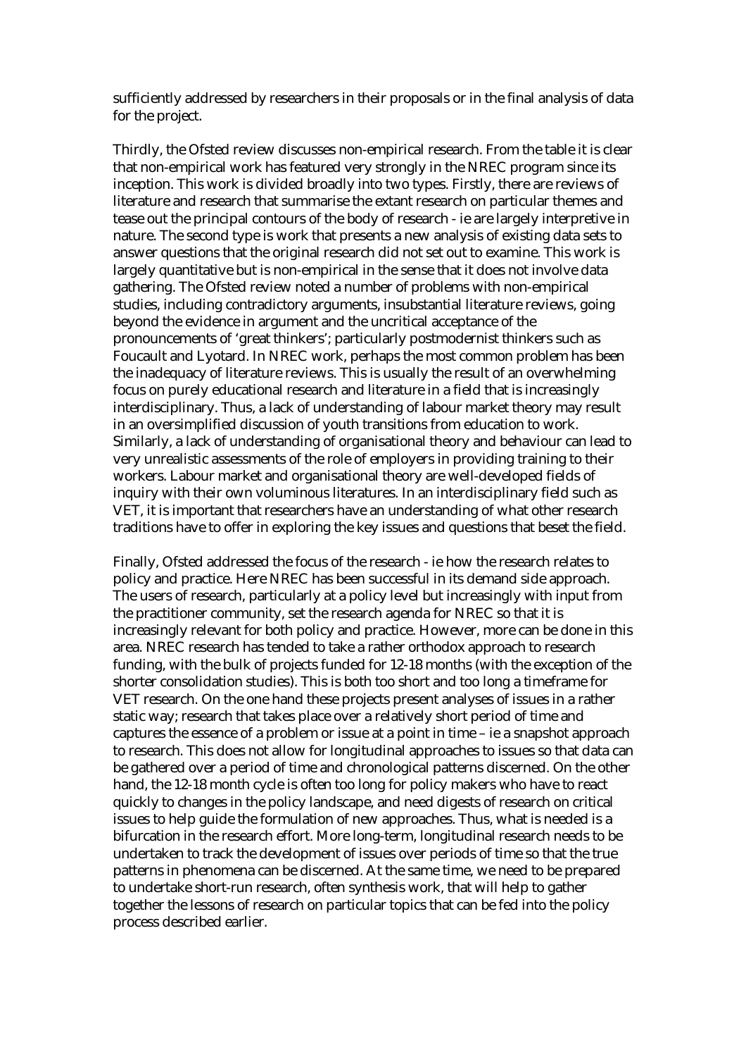sufficiently addressed by researchers in their proposals or in the final analysis of data for the project.

Thirdly, the Ofsted review discusses non-empirical research. From the table it is clear that non-empirical work has featured very strongly in the NREC program since its inception. This work is divided broadly into two types. Firstly, there are reviews of literature and research that summarise the extant research on particular themes and tease out the principal contours of the body of research - ie are largely interpretive in nature. The second type is work that presents a new analysis of existing data sets to answer questions that the original research did not set out to examine. This work is largely quantitative but is non-empirical in the sense that it does not involve data gathering. The Ofsted review noted a number of problems with non-empirical studies, including contradictory arguments, insubstantial literature reviews, going beyond the evidence in argument and the uncritical acceptance of the pronouncements of 'great thinkers'; particularly postmodernist thinkers such as Foucault and Lyotard. In NREC work, perhaps the most common problem has been the inadequacy of literature reviews. This is usually the result of an overwhelming focus on purely educational research and literature in a field that is increasingly interdisciplinary. Thus, a lack of understanding of labour market theory may result in an oversimplified discussion of youth transitions from education to work. Similarly, a lack of understanding of organisational theory and behaviour can lead to very unrealistic assessments of the role of employers in providing training to their workers. Labour market and organisational theory are well-developed fields of inquiry with their own voluminous literatures. In an interdisciplinary field such as VET, it is important that researchers have an understanding of what other research traditions have to offer in exploring the key issues and questions that beset the field.

Finally, Ofsted addressed the focus of the research - ie how the research relates to policy and practice. Here NREC has been successful in its demand side approach. The users of research, particularly at a policy level but increasingly with input from the practitioner community, set the research agenda for NREC so that it is increasingly relevant for both policy and practice. However, more can be done in this area. NREC research has tended to take a rather orthodox approach to research funding, with the bulk of projects funded for 12-18 months (with the exception of the shorter consolidation studies). This is both too short and too long a timeframe for VET research. On the one hand these projects present analyses of issues in a rather static way; research that takes place over a relatively short period of time and captures the essence of a problem or issue at a point in time – ie a snapshot approach to research. This does not allow for longitudinal approaches to issues so that data can be gathered over a period of time and chronological patterns discerned. On the other hand, the 12-18 month cycle is often too long for policy makers who have to react quickly to changes in the policy landscape, and need digests of research on critical issues to help guide the formulation of new approaches. Thus, what is needed is a bifurcation in the research effort. More long-term, longitudinal research needs to be undertaken to track the development of issues over periods of time so that the true patterns in phenomena can be discerned. At the same time, we need to be prepared to undertake short-run research, often synthesis work, that will help to gather together the lessons of research on particular topics that can be fed into the policy process described earlier.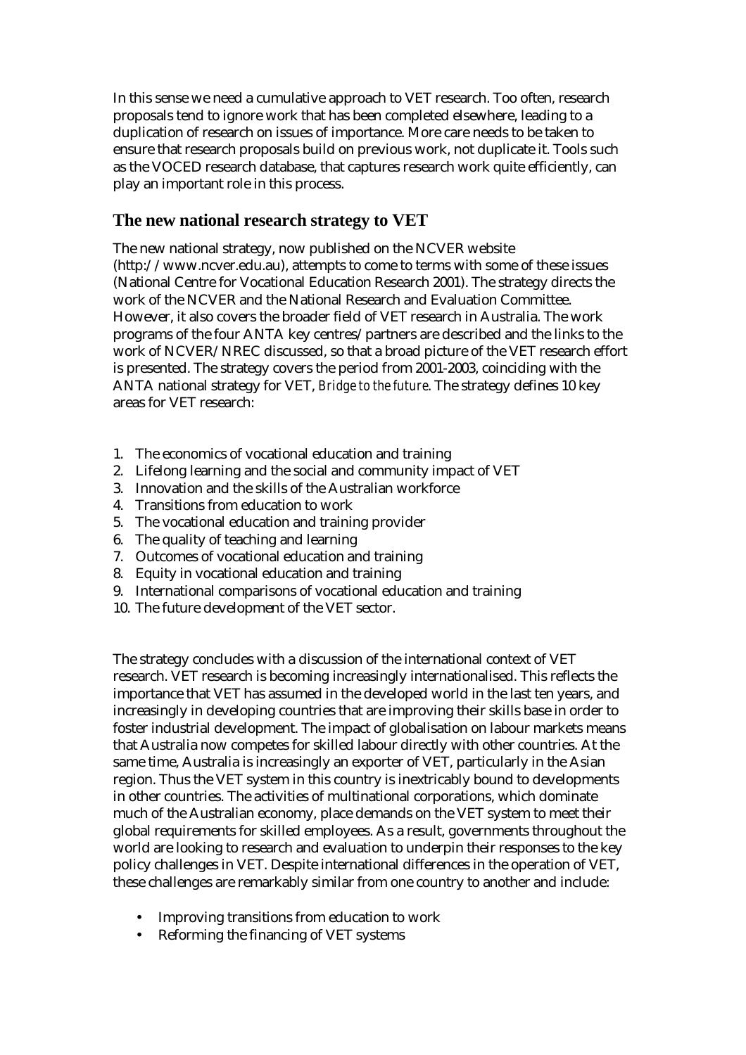In this sense we need a cumulative approach to VET research. Too often, research proposals tend to ignore work that has been completed elsewhere, leading to a duplication of research on issues of importance. More care needs to be taken to ensure that research proposals build on previous work, not duplicate it. Tools such as the VOCED research database, that captures research work quite efficiently, can play an important role in this process.

## The new national research strategy to VET

The new national strategy, now published on the NCVER website (http://www.ncver.edu.au), attempts to come to terms with some of these issues (National Centre for Vocational Education Research 2001). The strategy directs the work of the NCVER and the National Research and Evaluation Committee. However, it also covers the broader field of VET research in Australia. The work programs of the four ANTA key centres/partners are described and the links to the work of NCVER/NREC discussed, so that a broad picture of the VET research effort is presented. The strategy covers the period from 2001-2003, coinciding with the ANTA national strategy for VET, *Bridge to the future*. The strategy defines 10 key areas for VET research:

1. The economics of vocational education and training
2. Lifelong learning and the social and community impact of VET
3. Innovation and the skills of the Australian workforce
4. Transitions from education to work
5. The vocational education and training provider
6. The quality of teaching and learning
7. Outcomes of vocational education and training
8. Equity in vocational education and training
9. International comparisons of vocational education and training
10. The future development of the VET sector.

The strategy concludes with a discussion of the international context of VET research. VET research is becoming increasingly internationalised. This reflects the importance that VET has assumed in the developed world in the last ten years, and increasingly in developing countries that are improving their skills base in order to foster industrial development. The impact of globalisation on labour markets means that Australia now competes for skilled labour directly with other countries. At the same time, Australia is increasingly an exporter of VET, particularly in the Asian region. Thus the VET system in this country is inextricably bound to developments in other countries. The activities of multinational corporations, which dominate much of the Australian economy, place demands on the VET system to meet their global requirements for skilled employees. As a result, governments throughout the world are looking to research and evaluation to underpin their responses to the key policy challenges in VET. Despite international differences in the operation of VET, these challenges are remarkably similar from one country to another and include:

- Improving transitions from education to work
- Reforming the financing of VET systems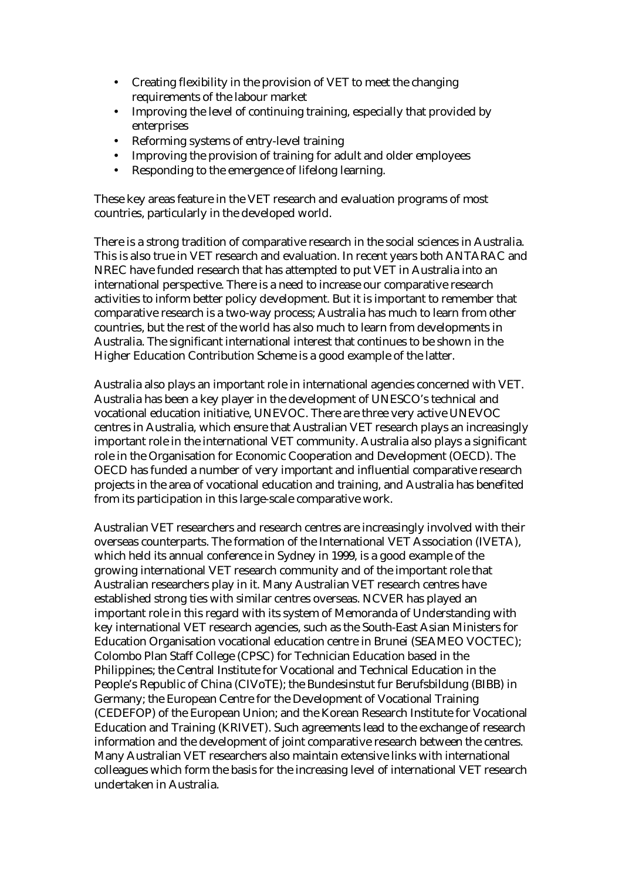- Creating flexibility in the provision of VET to meet the changing requirements of the labour market
- Improving the level of continuing training, especially that provided by enterprises
- Reforming systems of entry-level training
- Improving the provision of training for adult and older employees
- Responding to the emergence of lifelong learning.

These key areas feature in the VET research and evaluation programs of most countries, particularly in the developed world.

There is a strong tradition of comparative research in the social sciences in Australia. This is also true in VET research and evaluation. In recent years both ANTARAC and NREC have funded research that has attempted to put VET in Australia into an international perspective. There is a need to increase our comparative research activities to inform better policy development. But it is important to remember that comparative research is a two-way process; Australia has much to learn from other countries, but the rest of the world has also much to learn from developments in Australia. The significant international interest that continues to be shown in the Higher Education Contribution Scheme is a good example of the latter.

Australia also plays an important role in international agencies concerned with VET. Australia has been a key player in the development of UNESCO's technical and vocational education initiative, UNEVOC. There are three very active UNEVOC centres in Australia, which ensure that Australian VET research plays an increasingly important role in the international VET community. Australia also plays a significant role in the Organisation for Economic Cooperation and Development (OECD). The OECD has funded a number of very important and influential comparative research projects in the area of vocational education and training, and Australia has benefited from its participation in this large-scale comparative work.

Australian VET researchers and research centres are increasingly involved with their overseas counterparts. The formation of the International VET Association (IVETA), which held its annual conference in Sydney in 1999, is a good example of the growing international VET research community and of the important role that Australian researchers play in it. Many Australian VET research centres have established strong ties with similar centres overseas. NCVER has played an important role in this regard with its system of Memoranda of Understanding with key international VET research agencies, such as the South-East Asian Ministers for Education Organisation vocational education centre in Brunei (SEAMEO VOCTEC); Colombo Plan Staff College (CPSC) for Technician Education based in the Philippines; the Central Institute for Vocational and Technical Education in the People's Republic of China (CIVoTE); the Bundesinstut fur Berufsbildung (BIBB) in Germany; the European Centre for the Development of Vocational Training (CEDEFOP) of the European Union; and the Korean Research Institute for Vocational Education and Training (KRIVET). Such agreements lead to the exchange of research information and the development of joint comparative research between the centres. Many Australian VET researchers also maintain extensive links with international colleagues which form the basis for the increasing level of international VET research undertaken in Australia.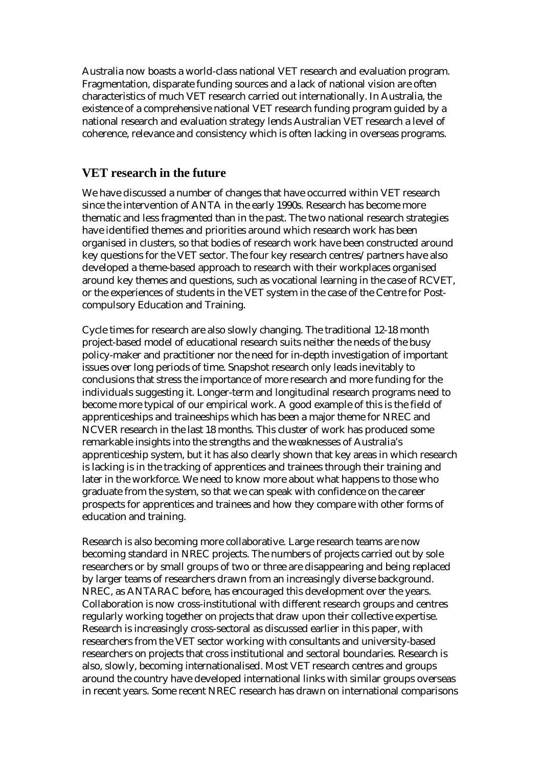Australia now boasts a world-class national VET research and evaluation program. Fragmentation, disparate funding sources and a lack of national vision are often characteristics of much VET research carried out internationally. In Australia, the existence of a comprehensive national VET research funding program guided by a national research and evaluation strategy lends Australian VET research a level of coherence, relevance and consistency which is often lacking in overseas programs.

## VET research in the future

We have discussed a number of changes that have occurred within VET research since the intervention of ANTA in the early 1990s. Research has become more thematic and less fragmented than in the past. The two national research strategies have identified themes and priorities around which research work has been organised in clusters, so that bodies of research work have been constructed around key questions for the VET sector. The four key research centres/partners have also developed a theme-based approach to research with their workplaces organised around key themes and questions, such as vocational learning in the case of RCVET, or the experiences of students in the VET system in the case of the Centre for Post-compulsory Education and Training.

Cycle times for research are also slowly changing. The traditional 12-18 month project-based model of educational research suits neither the needs of the busy policy-maker and practitioner nor the need for in-depth investigation of important issues over long periods of time. Snapshot research only leads inevitably to conclusions that stress the importance of more research and more funding for the individuals suggesting it. Longer-term and longitudinal research programs need to become more typical of our empirical work. A good example of this is the field of apprenticeships and traineeships which has been a major theme for NREC and NCVER research in the last 18 months. This cluster of work has produced some remarkable insights into the strengths and the weaknesses of Australia's apprenticeship system, but it has also clearly shown that key areas in which research is lacking is in the tracking of apprentices and trainees through their training and later in the workforce. We need to know more about what happens to those who graduate from the system, so that we can speak with confidence on the career prospects for apprentices and trainees and how they compare with other forms of education and training.

Research is also becoming more collaborative. Large research teams are now becoming standard in NREC projects. The numbers of projects carried out by sole researchers or by small groups of two or three are disappearing and being replaced by larger teams of researchers drawn from an increasingly diverse background. NREC, as ANTARAC before, has encouraged this development over the years. Collaboration is now cross-institutional with different research groups and centres regularly working together on projects that draw upon their collective expertise. Research is increasingly cross-sectoral as discussed earlier in this paper, with researchers from the VET sector working with consultants and university-based researchers on projects that cross institutional and sectoral boundaries. Research is also, slowly, becoming internationalised. Most VET research centres and groups around the country have developed international links with similar groups overseas in recent years. Some recent NREC research has drawn on international comparisons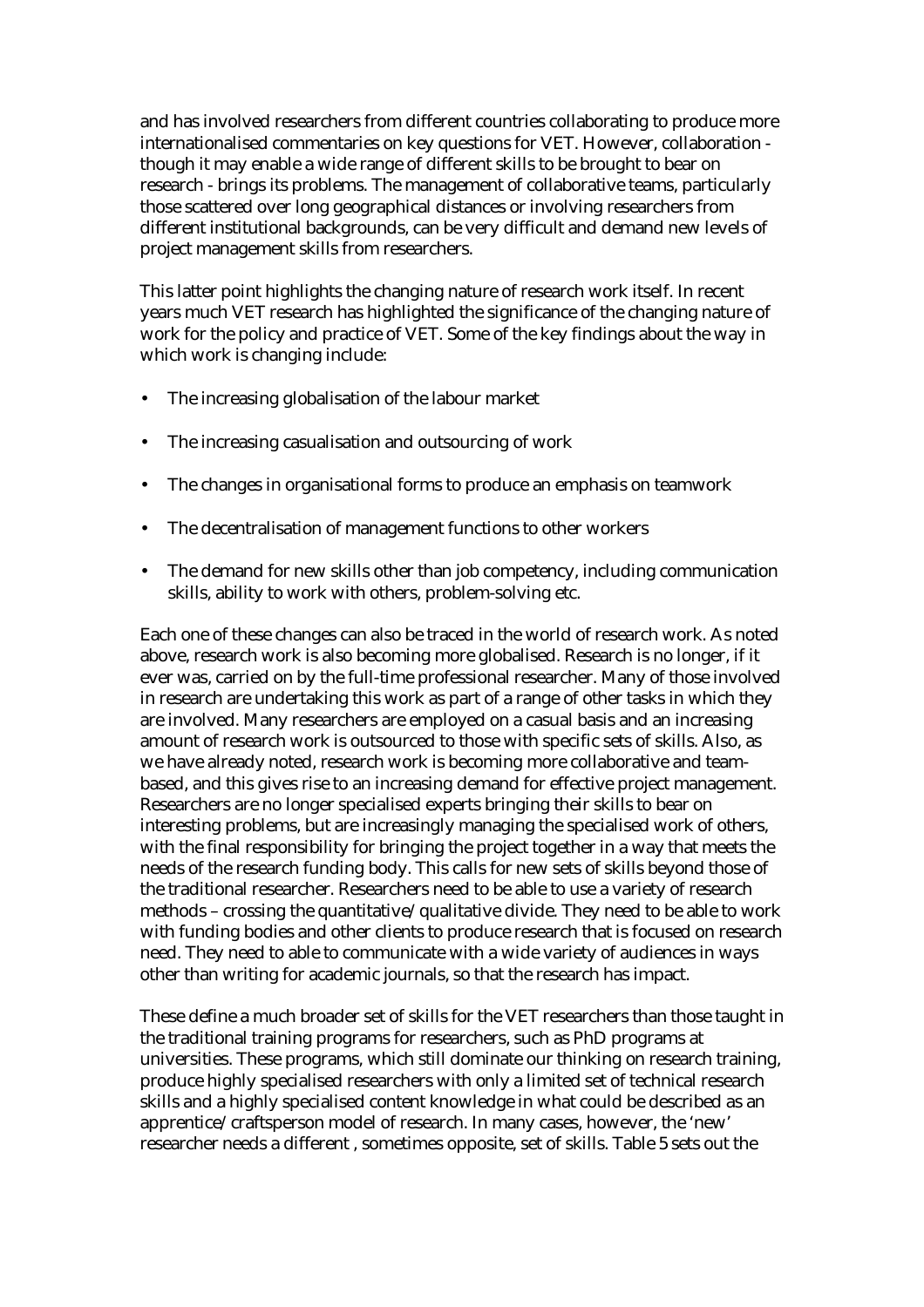and has involved researchers from different countries collaborating to produce more internationalised commentaries on key questions for VET. However, collaboration - though it may enable a wide range of different skills to be brought to bear on research - brings its problems. The management of collaborative teams, particularly those scattered over long geographical distances or involving researchers from different institutional backgrounds, can be very difficult and demand new levels of project management skills from researchers.

This latter point highlights the changing nature of research work itself. In recent years much VET research has highlighted the significance of the changing nature of work for the policy and practice of VET. Some of the key findings about the way in which work is changing include:

- The increasing globalisation of the labour market
- The increasing casualisation and outsourcing of work
- The changes in organisational forms to produce an emphasis on teamwork
- The decentralisation of management functions to other workers
- The demand for new skills other than job competency, including communication skills, ability to work with others, problem-solving etc.

Each one of these changes can also be traced in the world of research work. As noted above, research work is also becoming more globalised. Research is no longer, if it ever was, carried on by the full-time professional researcher. Many of those involved in research are undertaking this work as part of a range of other tasks in which they are involved. Many researchers are employed on a casual basis and an increasing amount of research work is outsourced to those with specific sets of skills. Also, as we have already noted, research work is becoming more collaborative and team-based, and this gives rise to an increasing demand for effective project management. Researchers are no longer specialised experts bringing their skills to bear on interesting problems, but are increasingly managing the specialised work of others, with the final responsibility for bringing the project together in a way that meets the needs of the research funding body. This calls for new sets of skills beyond those of the traditional researcher. Researchers need to be able to use a variety of research methods – crossing the quantitative/qualitative divide. They need to be able to work with funding bodies and other clients to produce research that is focused on research need. They need to able to communicate with a wide variety of audiences in ways other than writing for academic journals, so that the research has impact.

These define a much broader set of skills for the VET researchers than those taught in the traditional training programs for researchers, such as PhD programs at universities. These programs, which still dominate our thinking on research training, produce highly specialised researchers with only a limited set of technical research skills and a highly specialised content knowledge in what could be described as an apprentice/craftsperson model of research. In many cases, however, the 'new' researcher needs a different , sometimes opposite, set of skills. Table 5 sets out the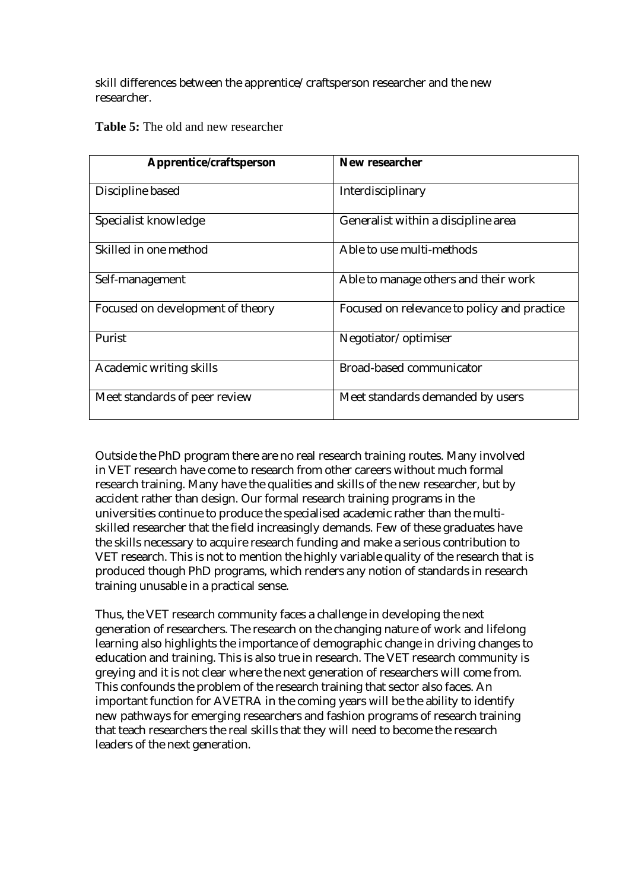skill differences between the apprentice/craftsperson researcher and the new researcher.

**Table 5:** The old and new researcher

| **Apprentice/craftsperson** | **New researcher** |
|---|---|
| Discipline based | Interdisciplinary |
| Specialist knowledge | Generalist within a discipline area |
| Skilled in one method | Able to use multi-methods |
| Self-management | Able to manage others and their work |
| Focused on development of theory | Focused on relevance to policy and practice |
| Purist | Negotiator/optimiser |
| Academic writing skills | Broad-based communicator |
| Meet standards of peer review | Meet standards demanded by users |

Outside the PhD program there are no real research training routes. Many involved in VET research have come to research from other careers without much formal research training. Many have the qualities and skills of the new researcher, but by accident rather than design. Our formal research training programs in the universities continue to produce the specialised academic rather than the multi-skilled researcher that the field increasingly demands. Few of these graduates have the skills necessary to acquire research funding and make a serious contribution to VET research. This is not to mention the highly variable quality of the research that is produced though PhD programs, which renders any notion of standards in research training unusable in a practical sense.

Thus, the VET research community faces a challenge in developing the next generation of researchers. The research on the changing nature of work and lifelong learning also highlights the importance of demographic change in driving changes to education and training. This is also true in research. The VET research community is greying and it is not clear where the next generation of researchers will come from. This confounds the problem of the research training that sector also faces. An important function for AVETRA in the coming years will be the ability to identify new pathways for emerging researchers and fashion programs of research training that teach researchers the real skills that they will need to become the research leaders of the next generation.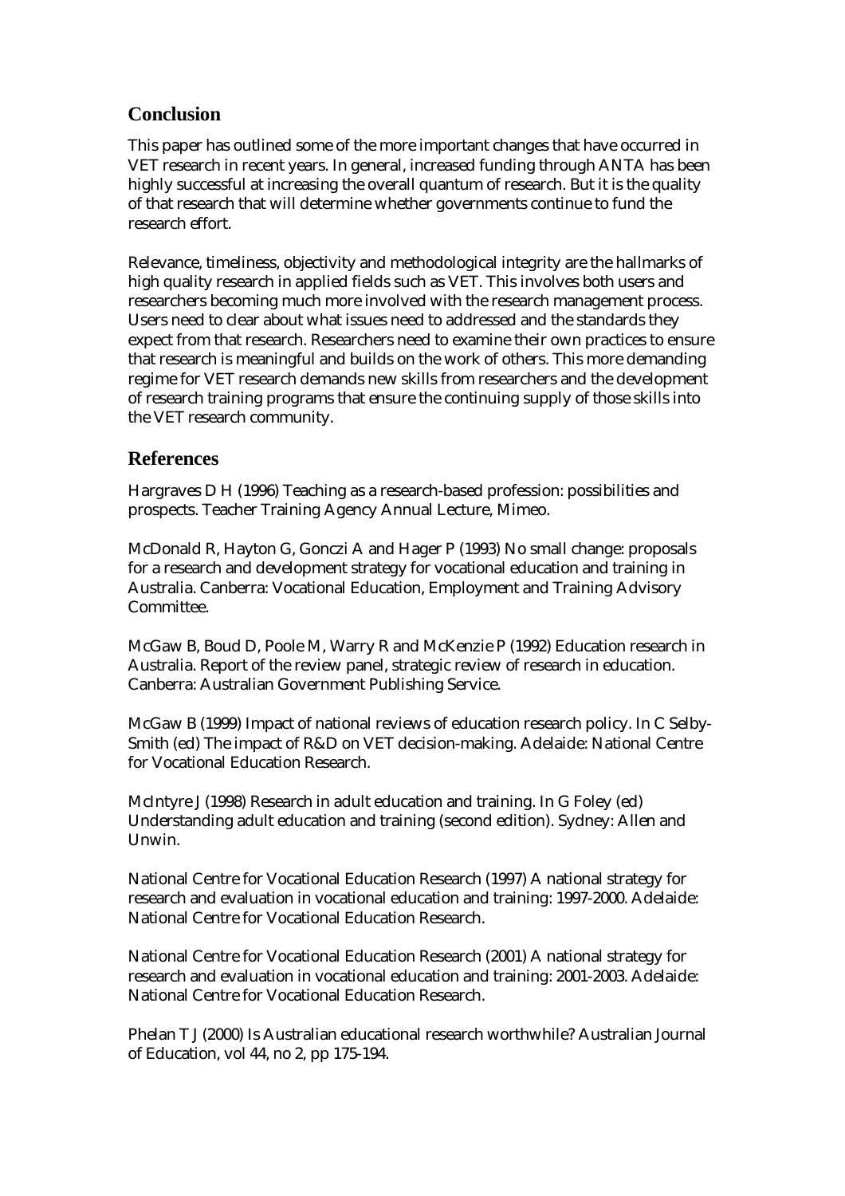## Conclusion

This paper has outlined some of the more important changes that have occurred in VET research in recent years. In general, increased funding through ANTA has been highly successful at increasing the overall quantum of research. But it is the quality of that research that will determine whether governments continue to fund the research effort.

Relevance, timeliness, objectivity and methodological integrity are the hallmarks of high quality research in applied fields such as VET. This involves both users and researchers becoming much more involved with the research management process. Users need to clear about what issues need to addressed and the standards they expect from that research. Researchers need to examine their own practices to ensure that research is meaningful and builds on the work of others. This more demanding regime for VET research demands new skills from researchers and the development of research training programs that ensure the continuing supply of those skills into the VET research community.

## References

Hargraves D H (1996) Teaching as a research-based profession: possibilities and prospects. Teacher Training Agency Annual Lecture, Mimeo.

McDonald R, Hayton G, Gonczi A and Hager P (1993) No small change: proposals for a research and development strategy for vocational education and training in Australia. Canberra: Vocational Education, Employment and Training Advisory Committee.

McGaw B, Boud D, Poole M, Warry R and McKenzie P (1992) Education research in Australia. Report of the review panel, strategic review of research in education. Canberra: Australian Government Publishing Service.

McGaw B (1999) Impact of national reviews of education research policy. In C Selby-Smith (ed) The impact of R&D on VET decision-making. Adelaide: National Centre for Vocational Education Research.

McIntyre J (1998) Research in adult education and training. In G Foley (ed) Understanding adult education and training (second edition). Sydney: Allen and Unwin.

National Centre for Vocational Education Research (1997) A national strategy for research and evaluation in vocational education and training: 1997-2000. Adelaide: National Centre for Vocational Education Research.

National Centre for Vocational Education Research (2001) A national strategy for research and evaluation in vocational education and training: 2001-2003. Adelaide: National Centre for Vocational Education Research.

Phelan T J (2000) Is Australian educational research worthwhile? Australian Journal of Education, vol 44, no 2, pp 175-194.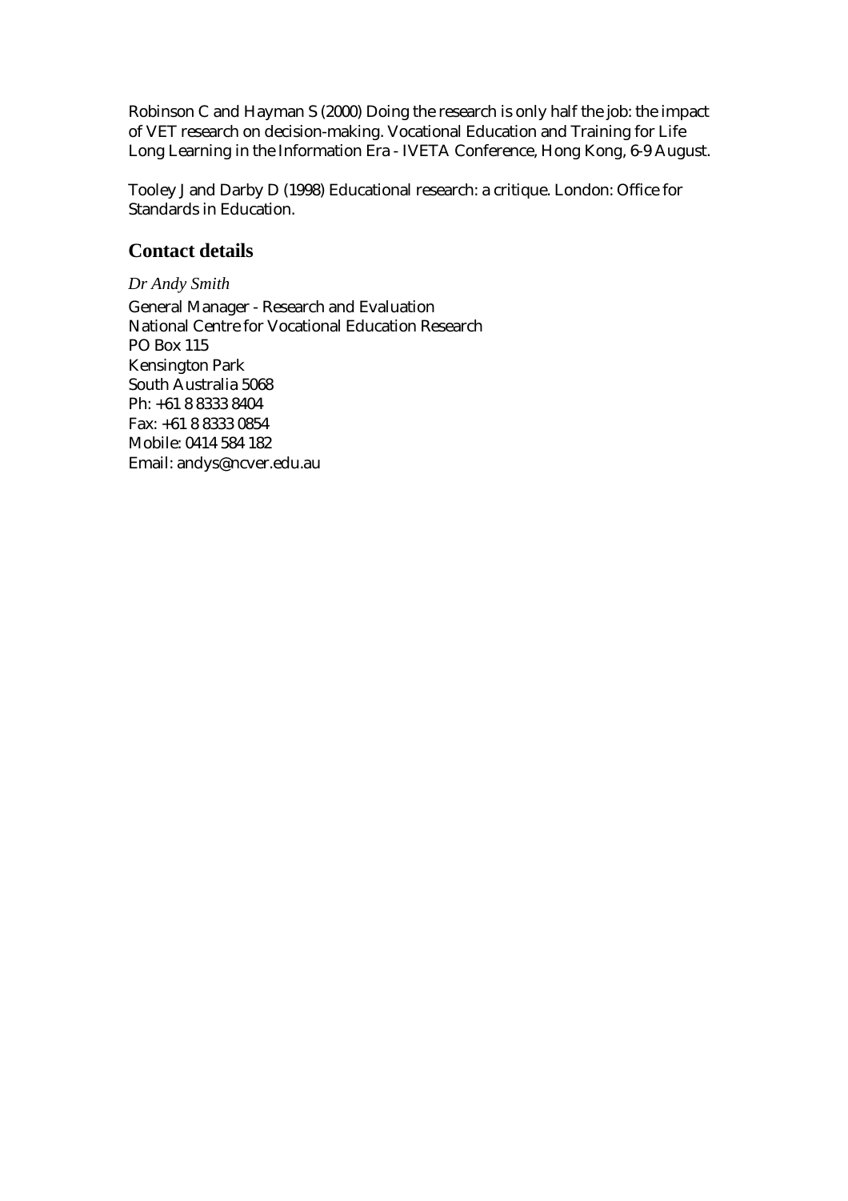Robinson C and Hayman S (2000) Doing the research is only half the job: the impact of VET research on decision-making. Vocational Education and Training for Life Long Learning in the Information Era - IVETA Conference, Hong Kong, 6-9 August.

Tooley J and Darby D (1998) Educational research: a critique. London: Office for Standards in Education.

## Contact details

*Dr Andy Smith*

General Manager - Research and Evaluation
National Centre for Vocational Education Research
PO Box 115
Kensington Park
South Australia 5068
Ph: +61 8 8333 8404
Fax: +61 8 8333 0854
Mobile: 0414 584 182
Email: andys@ncver.edu.au